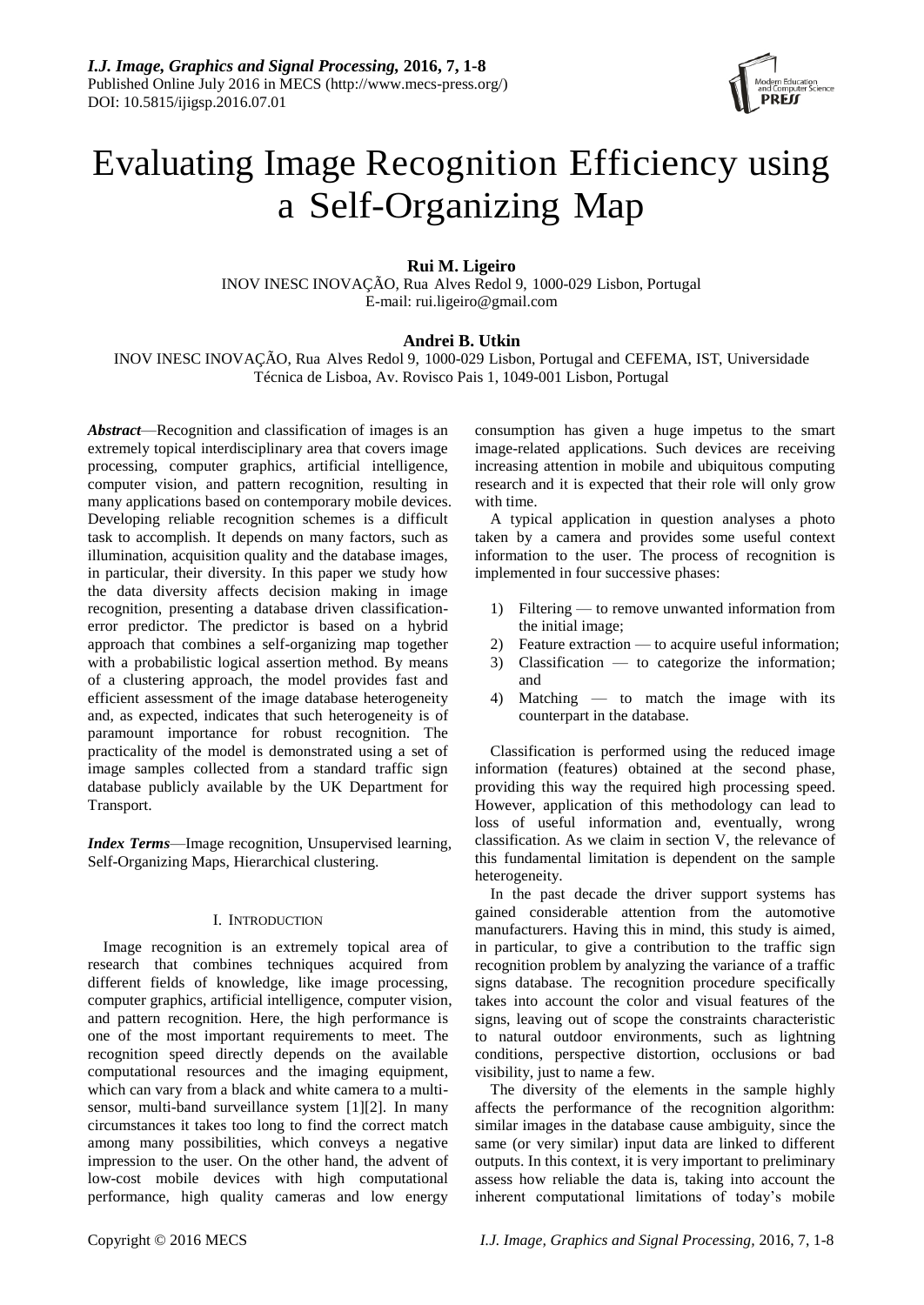# Evaluating Image Recognition Efficiency using a Self-Organizing Map

**Rui M. Ligeiro**

INOV INESC INOVAÇÃO, Rua Alves Redol 9, 1000-029 Lisbon, Portugal
E-mail: rui.ligeiro@gmail.com

**Andrei B. Utkin**

INOV INESC INOVAÇÃO, Rua Alves Redol 9, 1000-029 Lisbon, Portugal and CEFEMA, IST, Universidade Técnica de Lisboa, Av. Rovisco Pais 1, 1049-001 Lisbon, Portugal

***Abstract***—Recognition and classification of images is an extremely topical interdisciplinary area that covers image processing, computer graphics, artificial intelligence, computer vision, and pattern recognition, resulting in many applications based on contemporary mobile devices. Developing reliable recognition schemes is a difficult task to accomplish. It depends on many factors, such as illumination, acquisition quality and the database images, in particular, their diversity. In this paper we study how the data diversity affects decision making in image recognition, presenting a database driven classification-error predictor. The predictor is based on a hybrid approach that combines a self-organizing map together with a probabilistic logical assertion method. By means of a clustering approach, the model provides fast and efficient assessment of the image database heterogeneity and, as expected, indicates that such heterogeneity is of paramount importance for robust recognition. The practicality of the model is demonstrated using a set of image samples collected from a standard traffic sign database publicly available by the UK Department for Transport.

***Index Terms***—Image recognition, Unsupervised learning, Self-Organizing Maps, Hierarchical clustering.

## I. Introduction

Image recognition is an extremely topical area of research that combines techniques acquired from different fields of knowledge, like image processing, computer graphics, artificial intelligence, computer vision, and pattern recognition. Here, the high performance is one of the most important requirements to meet. The recognition speed directly depends on the available computational resources and the imaging equipment, which can vary from a black and white camera to a multi-sensor, multi-band surveillance system [1][2]. In many circumstances it takes too long to find the correct match among many possibilities, which conveys a negative impression to the user. On the other hand, the advent of low-cost mobile devices with high computational performance, high quality cameras and low energy consumption has given a huge impetus to the smart image-related applications. Such devices are receiving increasing attention in mobile and ubiquitous computing research and it is expected that their role will only grow with time.

A typical application in question analyses a photo taken by a camera and provides some useful context information to the user. The process of recognition is implemented in four successive phases:

1) Filtering — to remove unwanted information from the initial image;
2) Feature extraction — to acquire useful information;
3) Classification — to categorize the information; and
4) Matching — to match the image with its counterpart in the database.

Classification is performed using the reduced image information (features) obtained at the second phase, providing this way the required high processing speed. However, application of this methodology can lead to loss of useful information and, eventually, wrong classification. As we claim in section V, the relevance of this fundamental limitation is dependent on the sample heterogeneity.

In the past decade the driver support systems has gained considerable attention from the automotive manufacturers. Having this in mind, this study is aimed, in particular, to give a contribution to the traffic sign recognition problem by analyzing the variance of a traffic signs database. The recognition procedure specifically takes into account the color and visual features of the signs, leaving out of scope the constraints characteristic to natural outdoor environments, such as lightning conditions, perspective distortion, occlusions or bad visibility, just to name a few.

The diversity of the elements in the sample highly affects the performance of the recognition algorithm: similar images in the database cause ambiguity, since the same (or very similar) input data are linked to different outputs. In this context, it is very important to preliminary assess how reliable the data is, taking into account the inherent computational limitations of today's mobile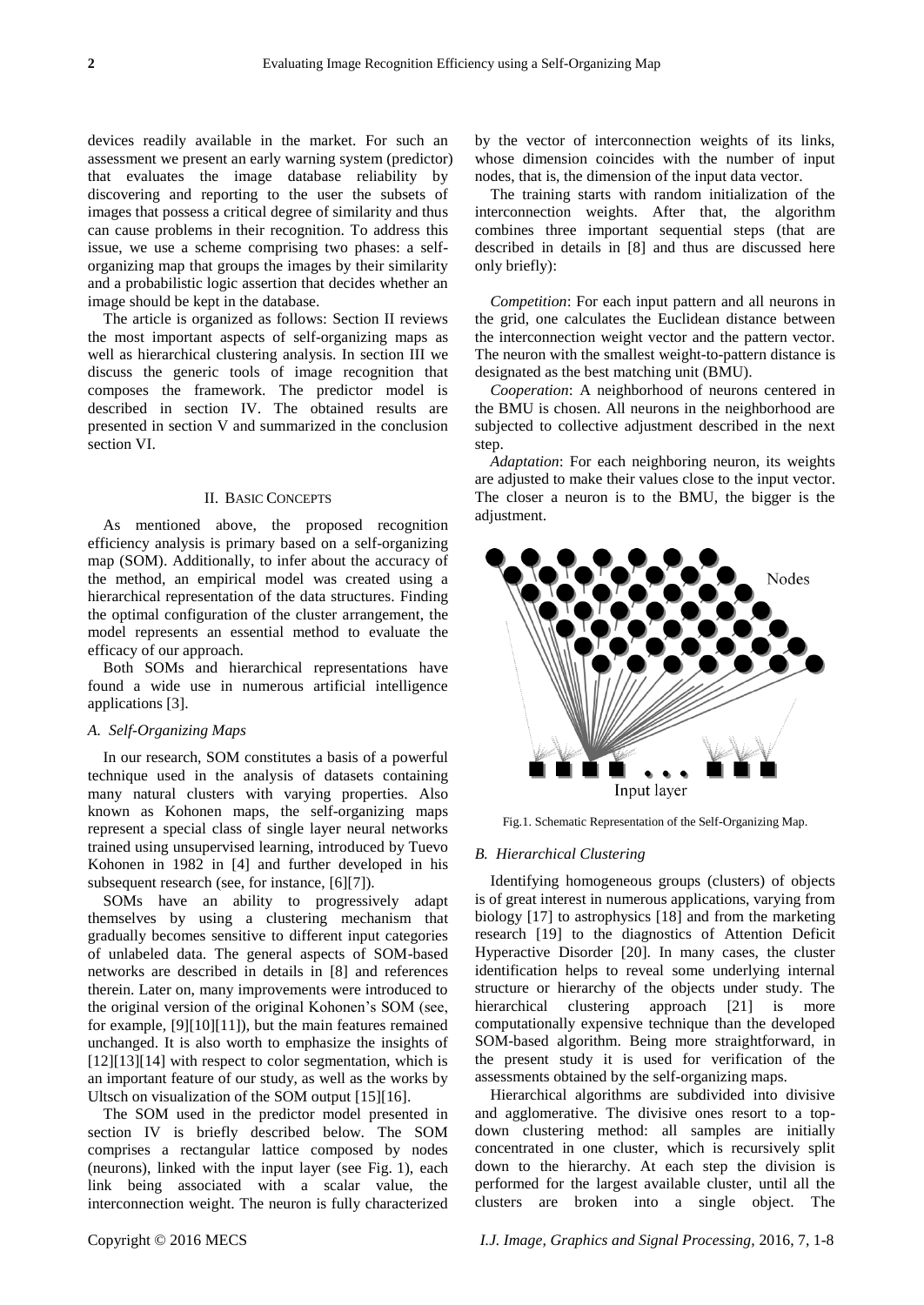devices readily available in the market. For such an assessment we present an early warning system (predictor) that evaluates the image database reliability by discovering and reporting to the user the subsets of images that possess a critical degree of similarity and thus can cause problems in their recognition. To address this issue, we use a scheme comprising two phases: a self-organizing map that groups the images by their similarity and a probabilistic logic assertion that decides whether an image should be kept in the database.

The article is organized as follows: Section II reviews the most important aspects of self-organizing maps as well as hierarchical clustering analysis. In section III we discuss the generic tools of image recognition that composes the framework. The predictor model is described in section IV. The obtained results are presented in section V and summarized in the conclusion section VI.

## II. Basic Concepts

As mentioned above, the proposed recognition efficiency analysis is primary based on a self-organizing map (SOM). Additionally, to infer about the accuracy of the method, an empirical model was created using a hierarchical representation of the data structures. Finding the optimal configuration of the cluster arrangement, the model represents an essential method to evaluate the efficacy of our approach.

Both SOMs and hierarchical representations have found a wide use in numerous artificial intelligence applications [3].

### *A. Self-Organizing Maps*

In our research, SOM constitutes a basis of a powerful technique used in the analysis of datasets containing many natural clusters with varying properties. Also known as Kohonen maps, the self-organizing maps represent a special class of single layer neural networks trained using unsupervised learning, introduced by Tuevo Kohonen in 1982 in [4] and further developed in his subsequent research (see, for instance, [6][7]).

SOMs have an ability to progressively adapt themselves by using a clustering mechanism that gradually becomes sensitive to different input categories of unlabeled data. The general aspects of SOM-based networks are described in details in [8] and references therein. Later on, many improvements were introduced to the original version of the original Kohonen's SOM (see, for example, [9][10][11]), but the main features remained unchanged. It is also worth to emphasize the insights of [12][13][14] with respect to color segmentation, which is an important feature of our study, as well as the works by Ultsch on visualization of the SOM output [15][16].

The SOM used in the predictor model presented in section IV is briefly described below. The SOM comprises a rectangular lattice composed by nodes (neurons), linked with the input layer (see Fig. 1), each link being associated with a scalar value, the interconnection weight. The neuron is fully characterized by the vector of interconnection weights of its links, whose dimension coincides with the number of input nodes, that is, the dimension of the input data vector.

The training starts with random initialization of the interconnection weights. After that, the algorithm combines three important sequential steps (that are described in details in [8] and thus are discussed here only briefly):

*Competition*: For each input pattern and all neurons in the grid, one calculates the Euclidean distance between the interconnection weight vector and the pattern vector. The neuron with the smallest weight-to-pattern distance is designated as the best matching unit (BMU).

*Cooperation*: A neighborhood of neurons centered in the BMU is chosen. All neurons in the neighborhood are subjected to collective adjustment described in the next step.

*Adaptation*: For each neighboring neuron, its weights are adjusted to make their values close to the input vector. The closer a neuron is to the BMU, the bigger is the adjustment.

Fig.1. Schematic Representation of the Self-Organizing Map.

### *B. Hierarchical Clustering*

Identifying homogeneous groups (clusters) of objects is of great interest in numerous applications, varying from biology [17] to astrophysics [18] and from the marketing research [19] to the diagnostics of Attention Deficit Hyperactive Disorder [20]. In many cases, the cluster identification helps to reveal some underlying internal structure or hierarchy of the objects under study. The hierarchical clustering approach [21] is more computationally expensive technique than the developed SOM-based algorithm. Being more straightforward, in the present study it is used for verification of the assessments obtained by the self-organizing maps.

Hierarchical algorithms are subdivided into divisive and agglomerative. The divisive ones resort to a top-down clustering method: all samples are initially concentrated in one cluster, which is recursively split down to the hierarchy. At each step the division is performed for the largest available cluster, until all the clusters are broken into a single object. The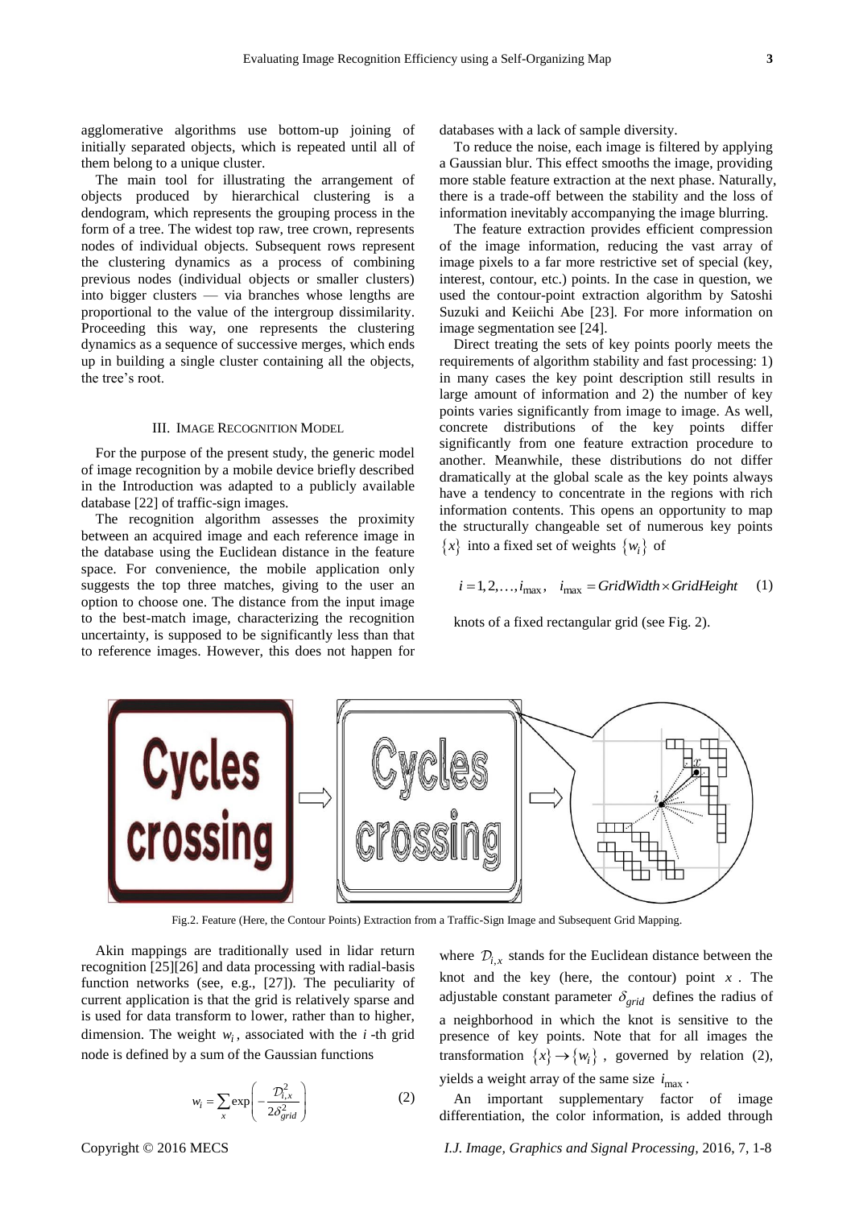agglomerative algorithms use bottom-up joining of initially separated objects, which is repeated until all of them belong to a unique cluster.

The main tool for illustrating the arrangement of objects produced by hierarchical clustering is a dendogram, which represents the grouping process in the form of a tree. The widest top raw, tree crown, represents nodes of individual objects. Subsequent rows represent the clustering dynamics as a process of combining previous nodes (individual objects or smaller clusters) into bigger clusters — via branches whose lengths are proportional to the value of the intergroup dissimilarity. Proceeding this way, one represents the clustering dynamics as a sequence of successive merges, which ends up in building a single cluster containing all the objects, the tree's root.

## III. Image Recognition Model

For the purpose of the present study, the generic model of image recognition by a mobile device briefly described in the Introduction was adapted to a publicly available database [22] of traffic-sign images.

The recognition algorithm assesses the proximity between an acquired image and each reference image in the database using the Euclidean distance in the feature space. For convenience, the mobile application only suggests the top three matches, giving to the user an option to choose one. The distance from the input image to the best-match image, characterizing the recognition uncertainty, is supposed to be significantly less than that to reference images. However, this does not happen for databases with a lack of sample diversity.

To reduce the noise, each image is filtered by applying a Gaussian blur. This effect smooths the image, providing more stable feature extraction at the next phase. Naturally, there is a trade-off between the stability and the loss of information inevitably accompanying the image blurring.

The feature extraction provides efficient compression of the image information, reducing the vast array of image pixels to a far more restrictive set of special (key, interest, contour, etc.) points. In the case in question, we used the contour-point extraction algorithm by Satoshi Suzuki and Keiichi Abe [23]. For more information on image segmentation see [24].

Direct treating the sets of key points poorly meets the requirements of algorithm stability and fast processing: 1) in many cases the key point description still results in large amount of information and 2) the number of key points varies significantly from image to image. As well, concrete distributions of the key points differ significantly from one feature extraction procedure to another. Meanwhile, these distributions do not differ dramatically at the global scale as the key points always have a tendency to concentrate in the regions with rich information contents. This opens an opportunity to map the structurally changeable set of numerous key points $\{x\}$ into a fixed set of weights $\{w_i\}$ of

$$i = 1, 2, \ldots, i_{max}, \quad i_{max} = GridWidth \times GridHeight \qquad (1)$$

knots of a fixed rectangular grid (see Fig. 2).

Fig.2. Feature (Here, the Contour Points) Extraction from a Traffic-Sign Image and Subsequent Grid Mapping.

Akin mappings are traditionally used in lidar return recognition [25][26] and data processing with radial-basis function networks (see, e.g., [27]). The peculiarity of current application is that the grid is relatively sparse and is used for data transform to lower, rather than to higher, dimension. The weight $w_i$, associated with the $i$-th grid node is defined by a sum of the Gaussian functions

$$w_i = \sum_x \exp\left(-\frac{\mathcal{D}_{i,x}^2}{2\delta_{grid}^2}\right) \qquad (2)$$

where $\mathcal{D}_{i,x}$ stands for the Euclidean distance between the knot and the key (here, the contour) point $x$. The adjustable constant parameter $\delta_{grid}$ defines the radius of a neighborhood in which the knot is sensitive to the presence of key points. Note that for all images the transformation $\{x\} \rightarrow \{w_i\}$, governed by relation (2), yields a weight array of the same size $i_{max}$.

An important supplementary factor of image differentiation, the color information, is added through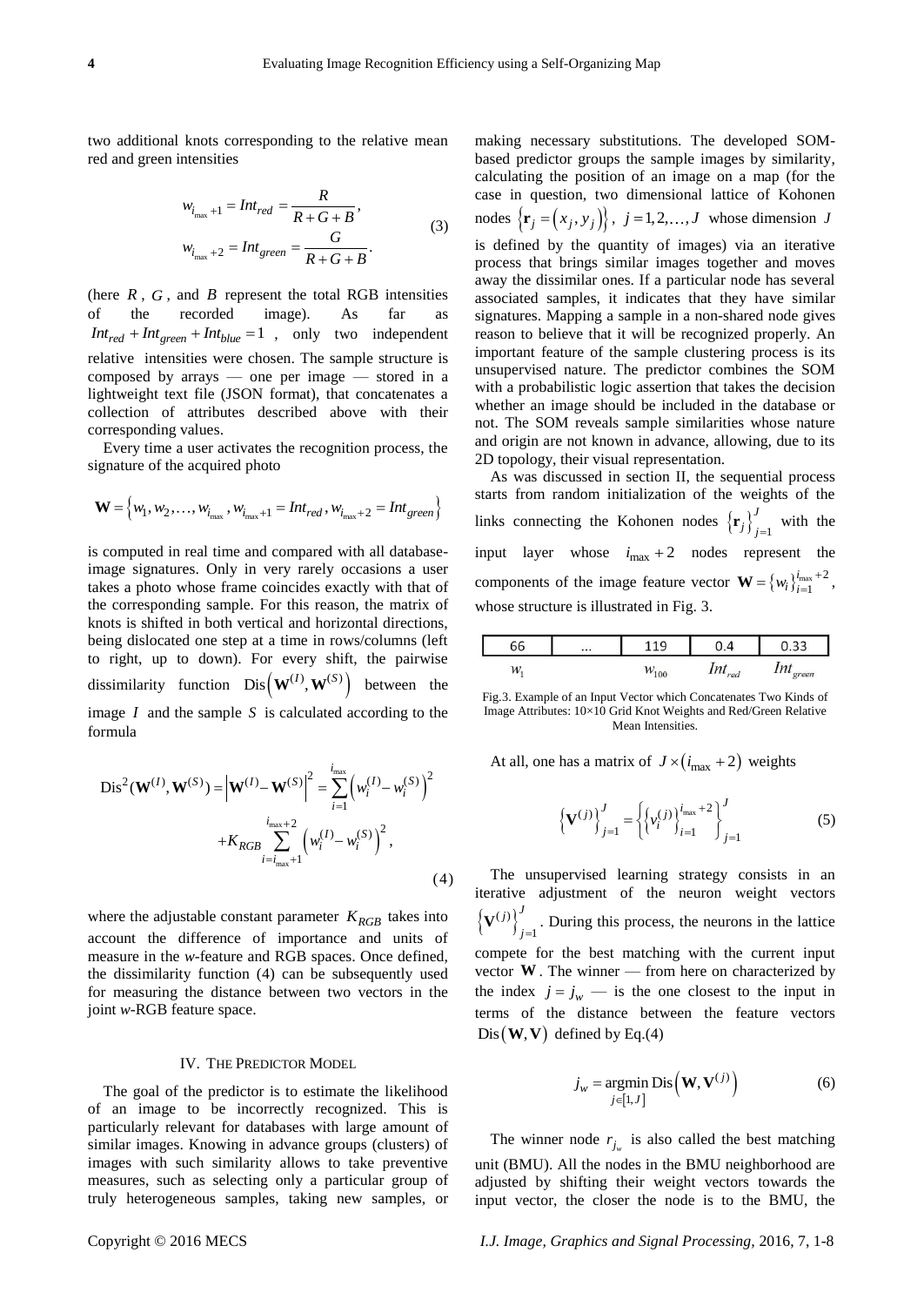two additional knots corresponding to the relative mean red and green intensities

$$w_{i_{\max}+1} = Int_{red} = \frac{R}{R+G+B},$$
$$w_{i_{\max}+2} = Int_{green} = \frac{G}{R+G+B}. \tag{3}$$

(here $R$, $G$, and $B$ represent the total RGB intensities of the recorded image). As far as $Int_{red} + Int_{green} + Int_{blue} = 1$, only two independent relative intensities were chosen. The sample structure is composed by arrays — one per image — stored in a lightweight text file (JSON format), that concatenates a collection of attributes described above with their corresponding values.

Every time a user activates the recognition process, the signature of the acquired photo

$$\mathbf{W} = \left\{ w_1, w_2, \ldots, w_{i_{\max}}, w_{i_{\max}+1} = Int_{red}, w_{i_{\max}+2} = Int_{green} \right\}$$

is computed in real time and compared with all database-image signatures. Only in very rarely occasions a user takes a photo whose frame coincides exactly with that of the corresponding sample. For this reason, the matrix of knots is shifted in both vertical and horizontal directions, being dislocated one step at a time in rows/columns (left to right, up to down). For every shift, the pairwise dissimilarity function $\mathrm{Dis}\left(\mathbf{W}^{(I)}, \mathbf{W}^{(S)}\right)$ between the image $I$ and the sample $S$ is calculated according to the formula

$$\mathrm{Dis}^2(\mathbf{W}^{(I)}, \mathbf{W}^{(S)}) = \left|\mathbf{W}^{(I)} - \mathbf{W}^{(S)}\right|^2 = \sum_{i=1}^{i_{\max}} \left(w_i^{(I)} - w_i^{(S)}\right)^2 + K_{RGB} \sum_{i=i_{\max}+1}^{i_{\max}+2} \left(w_i^{(I)} - w_i^{(S)}\right)^2, \tag{4}$$

where the adjustable constant parameter $K_{RGB}$ takes into account the difference of importance and units of measure in the *w*-feature and RGB spaces. Once defined, the dissimilarity function (4) can be subsequently used for measuring the distance between two vectors in the joint *w*-RGB feature space.

## IV. The Predictor Model

The goal of the predictor is to estimate the likelihood of an image to be incorrectly recognized. This is particularly relevant for databases with large amount of similar images. Knowing in advance groups (clusters) of images with such similarity allows to take preventive measures, such as selecting only a particular group of truly heterogeneous samples, taking new samples, or making necessary substitutions. The developed SOM-based predictor groups the sample images by similarity, calculating the position of an image on a map (for the case in question, two dimensional lattice of Kohonen nodes $\left\{\mathbf{r}_j = \left(x_j, y_j\right)\right\}$, $j = 1, 2, \ldots, J$ whose dimension $J$ is defined by the quantity of images) via an iterative process that brings similar images together and moves away the dissimilar ones. If a particular node has several associated samples, it indicates that they have similar signatures. Mapping a sample in a non-shared node gives reason to believe that it will be recognized properly. An important feature of the sample clustering process is its unsupervised nature. The predictor combines the SOM with a probabilistic logic assertion that takes the decision whether an image should be included in the database or not. The SOM reveals sample similarities whose nature and origin are not known in advance, allowing, due to its 2D topology, their visual representation.

As was discussed in section II, the sequential process starts from random initialization of the weights of the links connecting the Kohonen nodes $\left\{\mathbf{r}_j\right\}_{j=1}^{J}$ with the input layer whose $i_{\max}+2$ nodes represent the components of the image feature vector $\mathbf{W} = \left\{w_i\right\}_{i=1}^{i_{\max}+2}$, whose structure is illustrated in Fig. 3.

| 66 | ... | 119 | 0.4 | 0.33 |
|---|---|---|---|---|
| $w_1$ | | $w_{100}$ | $Int_{red}$ | $Int_{green}$ |

Fig.3. Example of an Input Vector which Concatenates Two Kinds of Image Attributes: 10×10 Grid Knot Weights and Red/Green Relative Mean Intensities.

At all, one has a matrix of $J \times \left(i_{\max}+2\right)$ weights

$$\left\{\mathbf{V}^{(j)}\right\}_{j=1}^{J} = \left\{\left\{v_i^{(j)}\right\}_{i=1}^{i_{\max}+2}\right\}_{j=1}^{J} \tag{5}$$

The unsupervised learning strategy consists in an iterative adjustment of the neuron weight vectors $\left\{\mathbf{V}^{(j)}\right\}_{j=1}^{J}$. During this process, the neurons in the lattice compete for the best matching with the current input vector $\mathbf{W}$. The winner — from here on characterized by the index $j = j_w$ — is the one closest to the input in terms of the distance between the feature vectors $\mathrm{Dis}\left(\mathbf{W}, \mathbf{V}\right)$ defined by Eq.(4)

$$j_w = \underset{j \in [1, J]}{\operatorname{argmin}}\, \mathrm{Dis}\left(\mathbf{W}, \mathbf{V}^{(j)}\right) \tag{6}$$

The winner node $r_{j_w}$ is also called the best matching unit (BMU). All the nodes in the BMU neighborhood are adjusted by shifting their weight vectors towards the input vector, the closer the node is to the BMU, the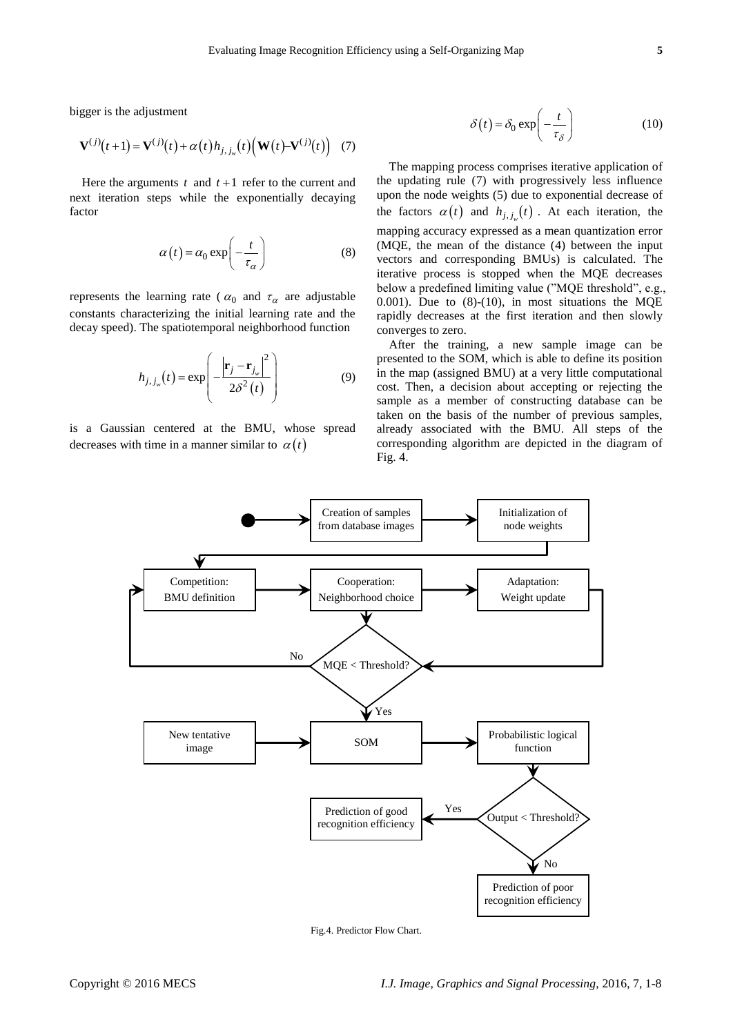bigger is the adjustment

$$\mathbf{V}^{(j)}(t+1) = \mathbf{V}^{(j)}(t) + \alpha(t) h_{j,j_w}(t)\left(\mathbf{W}(t) - \mathbf{V}^{(j)}(t)\right) \quad (7)$$

Here the arguments $t$ and $t+1$ refer to the current and next iteration steps while the exponentially decaying factor

$$\alpha(t) = \alpha_0 \exp\left(-\frac{t}{\tau_\alpha}\right) \quad (8)$$

represents the learning rate ($\alpha_0$ and $\tau_\alpha$ are adjustable constants characterizing the initial learning rate and the decay speed). The spatiotemporal neighborhood function

$$h_{j,j_w}(t) = \exp\left(-\frac{\left|\mathbf{r}_j - \mathbf{r}_{j_w}\right|^2}{2\delta^2(t)}\right) \quad (9)$$

is a Gaussian centered at the BMU, whose spread decreases with time in a manner similar to $\alpha(t)$

$$\delta(t) = \delta_0 \exp\left(-\frac{t}{\tau_\delta}\right) \quad (10)$$

The mapping process comprises iterative application of the updating rule (7) with progressively less influence upon the node weights (5) due to exponential decrease of the factors $\alpha(t)$ and $h_{j,j_w}(t)$. At each iteration, the mapping accuracy expressed as a mean quantization error (MQE, the mean of the distance (4) between the input vectors and corresponding BMUs) is calculated. The iterative process is stopped when the MQE decreases below a predefined limiting value ("MQE threshold", e.g., 0.001). Due to (8)-(10), in most situations the MQE rapidly decreases at the first iteration and then slowly converges to zero.

After the training, a new sample image can be presented to the SOM, which is able to define its position in the map (assigned BMU) at a very little computational cost. Then, a decision about accepting or rejecting the sample as a member of constructing database can be taken on the basis of the number of previous samples, already associated with the BMU. All steps of the corresponding algorithm are depicted in the diagram of Fig. 4.

Fig.4. Predictor Flow Chart.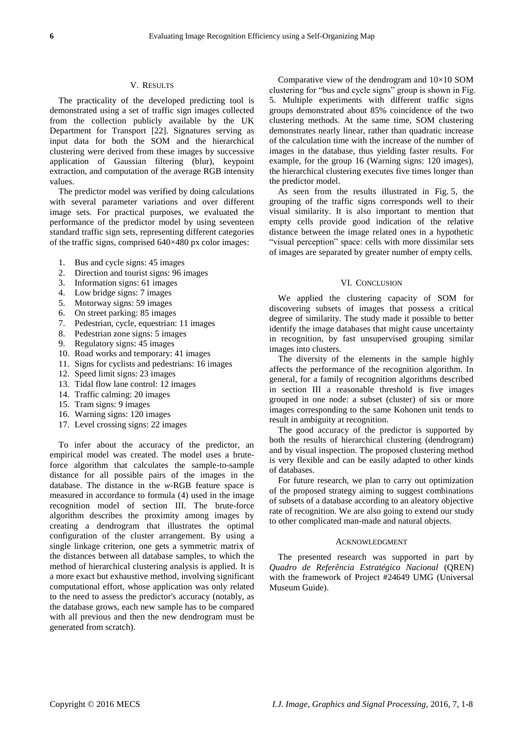## V. Results

The practicality of the developed predicting tool is demonstrated using a set of traffic sign images collected from the collection publicly available by the UK Department for Transport [22]. Signatures serving as input data for both the SOM and the hierarchical clustering were derived from these images by successive application of Gaussian filtering (blur), keypoint extraction, and computation of the average RGB intensity values.

The predictor model was verified by doing calculations with several parameter variations and over different image sets. For practical purposes, we evaluated the performance of the predictor model by using seventeen standard traffic sign sets, representing different categories of the traffic signs, comprised 640×480 px color images:

1. Bus and cycle signs: 45 images
2. Direction and tourist signs: 96 images
3. Information signs: 61 images
4. Low bridge signs: 7 images
5. Motorway signs: 59 images
6. On street parking: 85 images
7. Pedestrian, cycle, equestrian: 11 images
8. Pedestrian zone signs: 5 images
9. Regulatory signs: 45 images
10. Road works and temporary: 41 images
11. Signs for cyclists and pedestrians: 16 images
12. Speed limit signs: 23 images
13. Tidal flow lane control: 12 images
14. Traffic calming: 20 images
15. Tram signs: 9 images
16. Warning signs: 120 images
17. Level crossing signs: 22 images

To infer about the accuracy of the predictor, an empirical model was created. The model uses a brute-force algorithm that calculates the sample-to-sample distance for all possible pairs of the images in the database. The distance in the *w*-RGB feature space is measured in accordance to formula (4) used in the image recognition model of section III. The brute-force algorithm describes the proximity among images by creating a dendrogram that illustrates the optimal configuration of the cluster arrangement. By using a single linkage criterion, one gets a symmetric matrix of the distances between all database samples, to which the method of hierarchical clustering analysis is applied. It is a more exact but exhaustive method, involving significant computational effort, whose application was only related to the need to assess the predictor's accuracy (notably, as the database grows, each new sample has to be compared with all previous and then the new dendrogram must be generated from scratch).

Comparative view of the dendrogram and 10×10 SOM clustering for "bus and cycle signs" group is shown in Fig. 5. Multiple experiments with different traffic signs groups demonstrated about 85% coincidence of the two clustering methods. At the same time, SOM clustering demonstrates nearly linear, rather than quadratic increase of the calculation time with the increase of the number of images in the database, thus yielding faster results. For example, for the group 16 (Warning signs: 120 images), the hierarchical clustering executes five times longer than the predictor model.

As seen from the results illustrated in Fig. 5, the grouping of the traffic signs corresponds well to their visual similarity. It is also important to mention that empty cells provide good indication of the relative distance between the image related ones in a hypothetic "visual perception" space: cells with more dissimilar sets of images are separated by greater number of empty cells.

## VI. Conclusion

We applied the clustering capacity of SOM for discovering subsets of images that possess a critical degree of similarity. The study made it possible to better identify the image databases that might cause uncertainty in recognition, by fast unsupervised grouping similar images into clusters.

The diversity of the elements in the sample highly affects the performance of the recognition algorithm. In general, for a family of recognition algorithms described in section III a reasonable threshold is five images grouped in one node: a subset (cluster) of six or more images corresponding to the same Kohonen unit tends to result in ambiguity at recognition.

The good accuracy of the predictor is supported by both the results of hierarchical clustering (dendrogram) and by visual inspection. The proposed clustering method is very flexible and can be easily adapted to other kinds of databases.

For future research, we plan to carry out optimization of the proposed strategy aiming to suggest combinations of subsets of a database according to an aleatory objective rate of recognition. We are also going to extend our study to other complicated man-made and natural objects.

## Acknowledgment

The presented research was supported in part by *Quadro de Referência Estratégico Nacional* (QREN) with the framework of Project #24649 UMG (Universal Museum Guide).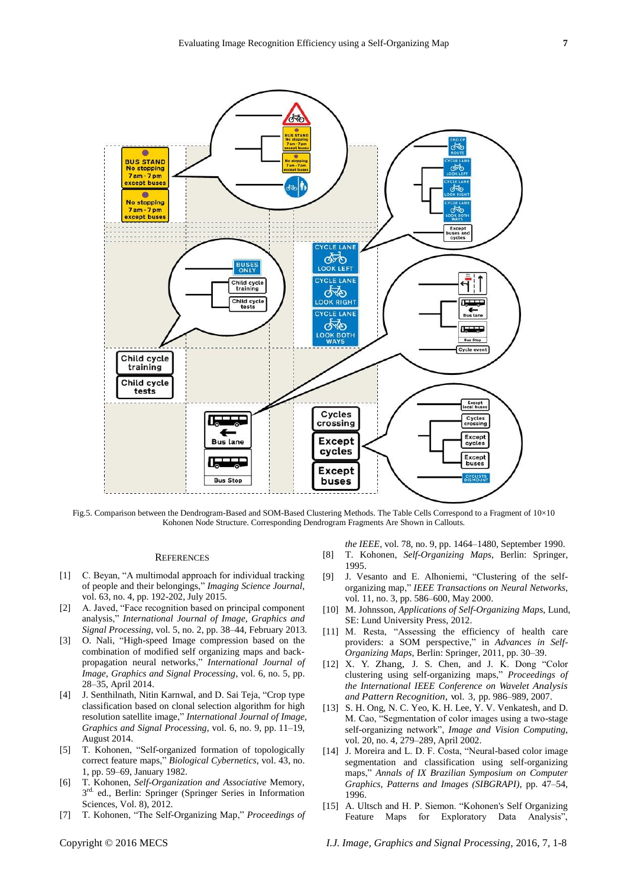Fig.5. Comparison between the Dendrogram-Based and SOM-Based Clustering Methods. The Table Cells Correspond to a Fragment of 10×10 Kohonen Node Structure. Corresponding Dendrogram Fragments Are Shown in Callouts.

## REFERENCES

[1] C. Beyan, "A multimodal approach for individual tracking of people and their belongings," *Imaging Science Journal*, vol. 63, no. 4, pp. 192-202, July 2015.

[2] A. Javed, "Face recognition based on principal component analysis," *International Journal of Image, Graphics and Signal Processing*, vol. 5, no. 2, pp. 38–44, February 2013.

[3] O. Nali, "High-speed Image compression based on the combination of modified self organizing maps and back-propagation neural networks," *International Journal of Image, Graphics and Signal Processing*, vol. 6, no. 5, pp. 28–35, April 2014.

[4] J. Senthilnath, Nitin Karnwal, and D. Sai Teja, "Crop type classification based on clonal selection algorithm for high resolution satellite image," *International Journal of Image, Graphics and Signal Processing*, vol. 6, no. 9, pp. 11–19, August 2014.

[5] T. Kohonen, "Self-organized formation of topologically correct feature maps," *Biological Cybernetics*, vol. 43, no. 1, pp. 59–69, January 1982.

[6] T. Kohonen, *Self-Organization and Associative* Memory, 3[rd.] ed., Berlin: Springer (Springer Series in Information Sciences, Vol. 8), 2012.

[7] T. Kohonen, "The Self-Organizing Map," *Proceedings of the IEEE*, vol. 78, no. 9, pp. 1464–1480, September 1990.

[8] T. Kohonen, *Self-Organizing Maps*, Berlin: Springer, 1995.

[9] J. Vesanto and E. Alhoniemi, "Clustering of the self-organizing map," *IEEE Transactions on Neural Networks*, vol. 11, no. 3, pp. 586–600, May 2000.

[10] M. Johnsson, *Applications of Self-Organizing Maps*, Lund, SE: Lund University Press, 2012.

[11] M. Resta, "Assessing the efficiency of health care providers: a SOM perspective," in *Advances in Self-Organizing Maps*, Berlin: Springer, 2011, pp. 30–39.

[12] X. Y. Zhang, J. S. Chen, and J. K. Dong "Color clustering using self-organizing maps," *Proceedings of the International IEEE Conference on Wavelet Analysis and Pattern Recognition*, vol. 3, pp. 986–989, 2007.

[13] S. H. Ong, N. C. Yeo, K. H. Lee, Y. V. Venkatesh, and D. M. Cao, "Segmentation of color images using a two-stage self-organizing network", *Image and Vision Computing*, vol. 20, no. 4, 279–289, April 2002.

[14] J. Moreira and L. D. F. Costa, "Neural-based color image segmentation and classification using self-organizing maps," *Annals of IX Brazilian Symposium on Computer Graphics, Patterns and Images (SIBGRAPI)*, pp. 47–54, 1996.

[15] A. Ultsch and H. P. Siemon. "Kohonen's Self Organizing Feature Maps for Exploratory Data Analysis",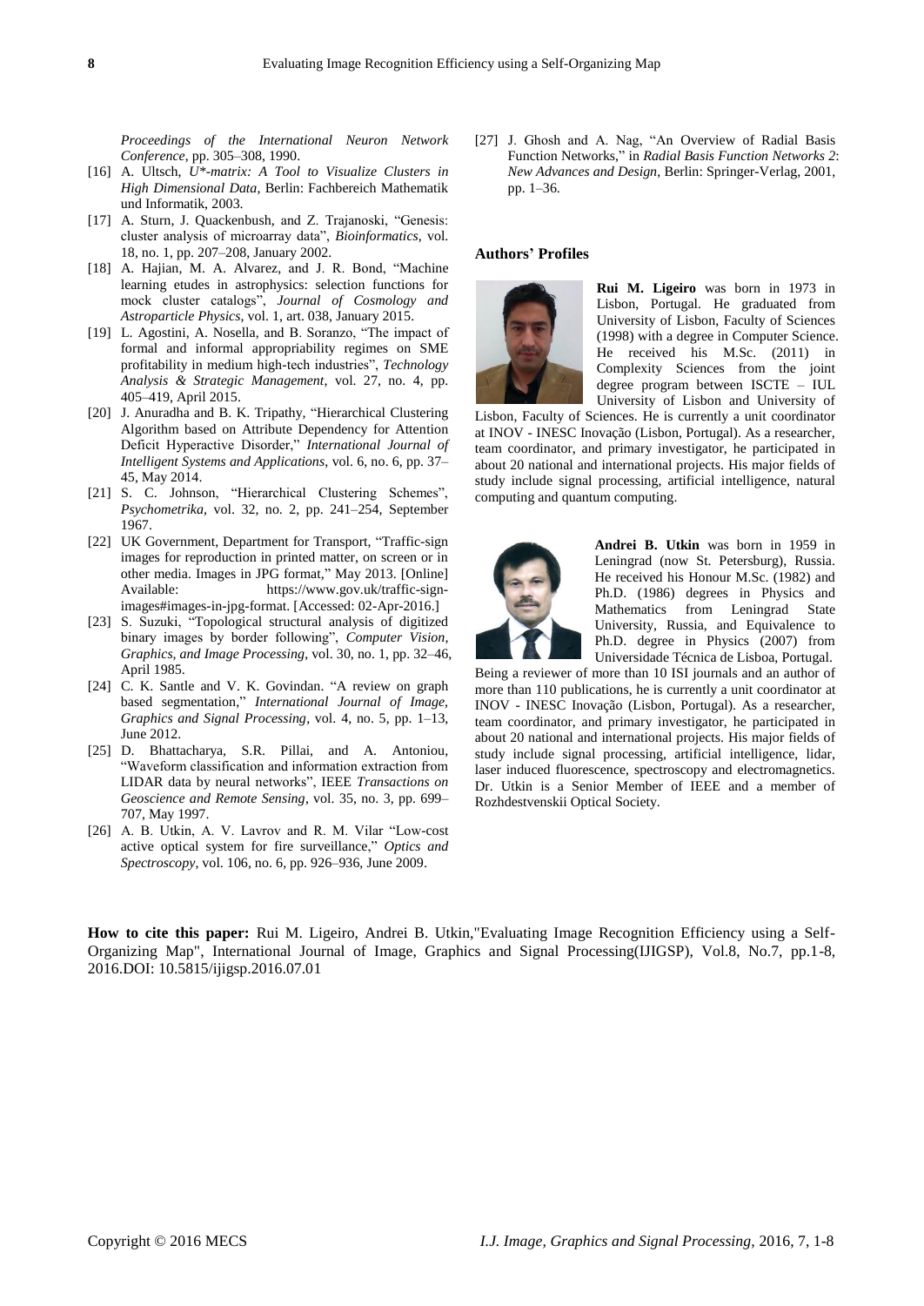*Proceedings of the International Neuron Network Conference*, pp. 305–308, 1990.

[16] A. Ultsch, *U\*-matrix: A Tool to Visualize Clusters in High Dimensional Data*, Berlin: Fachbereich Mathematik und Informatik, 2003.

[17] A. Sturn, J. Quackenbush, and Z. Trajanoski, "Genesis: cluster analysis of microarray data", *Bioinformatics*, vol. 18, no. 1, pp. 207–208, January 2002.

[18] A. Hajian, M. A. Alvarez, and J. R. Bond, "Machine learning etudes in astrophysics: selection functions for mock cluster catalogs", *Journal of Cosmology and Astroparticle Physics*, vol. 1, art. 038, January 2015.

[19] L. Agostini, A. Nosella, and B. Soranzo, "The impact of formal and informal appropriability regimes on SME profitability in medium high-tech industries", *Technology Analysis & Strategic Management*, vol. 27, no. 4, pp. 405–419, April 2015.

[20] J. Anuradha and B. K. Tripathy, "Hierarchical Clustering Algorithm based on Attribute Dependency for Attention Deficit Hyperactive Disorder," *International Journal of Intelligent Systems and Applications*, vol. 6, no. 6, pp. 37–45, May 2014.

[21] S. C. Johnson, "Hierarchical Clustering Schemes", *Psychometrika*, vol. 32, no. 2, pp. 241–254, September 1967.

[22] UK Government, Department for Transport, "Traffic-sign images for reproduction in printed matter, on screen or in other media. Images in JPG format," May 2013. [Online] Available: https://www.gov.uk/traffic-sign-images#images-in-jpg-format. [Accessed: 02-Apr-2016.]

[23] S. Suzuki, "Topological structural analysis of digitized binary images by border following", *Computer Vision, Graphics, and Image Processing*, vol. 30, no. 1, pp. 32–46, April 1985.

[24] C. K. Santle and V. K. Govindan. "A review on graph based segmentation," *International Journal of Image, Graphics and Signal Processing*, vol. 4, no. 5, pp. 1–13, June 2012.

[25] D. Bhattacharya, S.R. Pillai, and A. Antoniou, "Waveform classification and information extraction from LIDAR data by neural networks", IEEE *Transactions on Geoscience and Remote Sensing*, vol. 35, no. 3, pp. 699–707, May 1997.

[26] A. B. Utkin, A. V. Lavrov and R. M. Vilar "Low-cost active optical system for fire surveillance," *Optics and Spectroscopy*, vol. 106, no. 6, pp. 926–936, June 2009.

[27] J. Ghosh and A. Nag, "An Overview of Radial Basis Function Networks," in *Radial Basis Function Networks 2*: *New Advances and Design*, Berlin: Springer-Verlag, 2001, pp. 1–36.

## Authors' Profiles

**Rui M. Ligeiro** was born in 1973 in Lisbon, Portugal. He graduated from University of Lisbon, Faculty of Sciences (1998) with a degree in Computer Science. He received his M.Sc. (2011) in Complexity Sciences from the joint degree program between ISCTE – IUL University of Lisbon and University of Lisbon, Faculty of Sciences. He is currently a unit coordinator at INOV - INESC Inovação (Lisbon, Portugal). As a researcher, team coordinator, and primary investigator, he participated in about 20 national and international projects. His major fields of study include signal processing, artificial intelligence, natural computing and quantum computing.

**Andrei B. Utkin** was born in 1959 in Leningrad (now St. Petersburg), Russia. He received his Honour M.Sc. (1982) and Ph.D. (1986) degrees in Physics and Mathematics from Leningrad State University, Russia, and Equivalence to Ph.D. degree in Physics (2007) from Universidade Técnica de Lisboa, Portugal. Being a reviewer of more than 10 ISI journals and an author of more than 110 publications, he is currently a unit coordinator at INOV - INESC Inovação (Lisbon, Portugal). As a researcher, team coordinator, and primary investigator, he participated in about 20 national and international projects. His major fields of study include signal processing, artificial intelligence, lidar, laser induced fluorescence, spectroscopy and electromagnetics. Dr. Utkin is a Senior Member of IEEE and a member of Rozhdestvenskii Optical Society.

**How to cite this paper:** Rui M. Ligeiro, Andrei B. Utkin,"Evaluating Image Recognition Efficiency using a Self-Organizing Map", International Journal of Image, Graphics and Signal Processing(IJIGSP), Vol.8, No.7, pp.1-8, 2016.DOI: 10.5815/ijigsp.2016.07.01